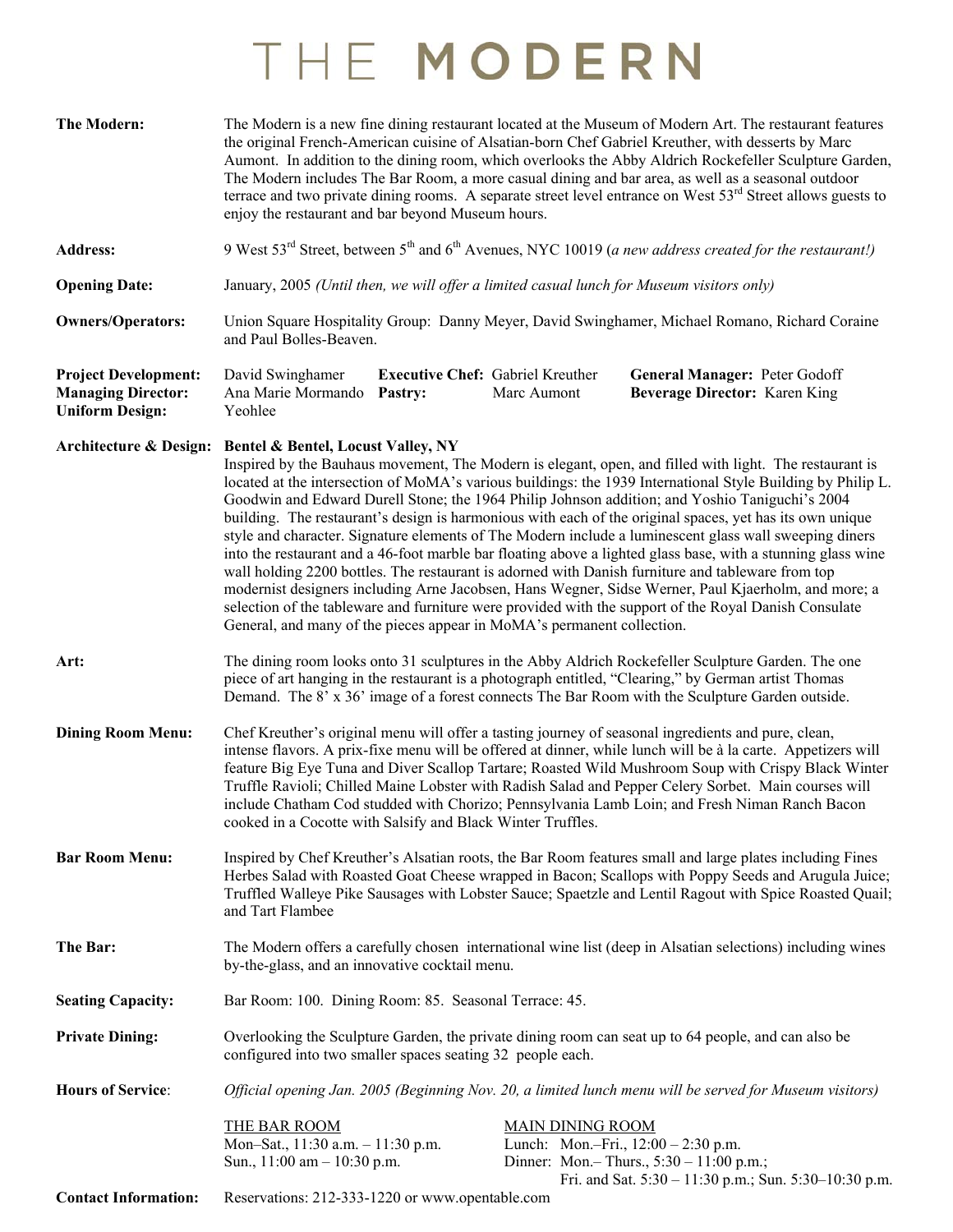# THE MODERN

**The Modern:** The Modern is a new fine dining restaurant located at the Museum of Modern Art. The restaurant features the original French-American cuisine of Alsatian-born Chef Gabriel Kreuther, with desserts by Marc Aumont. In addition to the dining room, which overlooks the Abby Aldrich Rockefeller Sculpture Garden, The Modern includes The Bar Room, a more casual dining and bar area, as well as a seasonal outdoor terrace and two private dining rooms. A separate street level entrance on West 53rd Street allows guests to enjoy the restaurant and bar beyond Museum hours.

**Address:** 9 West 53rd Street, between 5th and 6th Avenues, NYC 10019 (*a new address created for the restaurant!)*

**Opening Date:** January, 2005 *(Until then, we will offer a limited casual lunch for Museum visitors only)*

**Owners/Operators:** Union Square Hospitality Group: Danny Meyer, David Swinghamer, Michael Romano, Richard Coraine and Paul Bolles-Beaven.

**Project Development:** David Swinghamer
**Managing Director:** Ana Marie Mormando
**Uniform Design:** Yeohlee
**Executive Chef:** Gabriel Kreuther
**Pastry:** Marc Aumont
**General Manager:** Peter Godoff
**Beverage Director:** Karen King

**Architecture & Design:** **Bentel & Bentel, Locust Valley, NY**
Inspired by the Bauhaus movement, The Modern is elegant, open, and filled with light. The restaurant is located at the intersection of MoMA's various buildings: the 1939 International Style Building by Philip L. Goodwin and Edward Durell Stone; the 1964 Philip Johnson addition; and Yoshio Taniguchi's 2004 building. The restaurant's design is harmonious with each of the original spaces, yet has its own unique style and character. Signature elements of The Modern include a luminescent glass wall sweeping diners into the restaurant and a 46-foot marble bar floating above a lighted glass base, with a stunning glass wine wall holding 2200 bottles. The restaurant is adorned with Danish furniture and tableware from top modernist designers including Arne Jacobsen, Hans Wegner, Sidse Werner, Paul Kjaerholm, and more; a selection of the tableware and furniture were provided with the support of the Royal Danish Consulate General, and many of the pieces appear in MoMA's permanent collection.

**Art:** The dining room looks onto 31 sculptures in the Abby Aldrich Rockefeller Sculpture Garden. The one piece of art hanging in the restaurant is a photograph entitled, "Clearing," by German artist Thomas Demand. The 8' x 36' image of a forest connects The Bar Room with the Sculpture Garden outside.

**Dining Room Menu:** Chef Kreuther's original menu will offer a tasting journey of seasonal ingredients and pure, clean, intense flavors. A prix-fixe menu will be offered at dinner, while lunch will be à la carte. Appetizers will feature Big Eye Tuna and Diver Scallop Tartare; Roasted Wild Mushroom Soup with Crispy Black Winter Truffle Ravioli; Chilled Maine Lobster with Radish Salad and Pepper Celery Sorbet. Main courses will include Chatham Cod studded with Chorizo; Pennsylvania Lamb Loin; and Fresh Niman Ranch Bacon cooked in a Cocotte with Salsify and Black Winter Truffles.

**Bar Room Menu:** Inspired by Chef Kreuther's Alsatian roots, the Bar Room features small and large plates including Fines Herbes Salad with Roasted Goat Cheese wrapped in Bacon; Scallops with Poppy Seeds and Arugula Juice; Truffled Walleye Pike Sausages with Lobster Sauce; Spaetzle and Lentil Ragout with Spice Roasted Quail; and Tart Flambee

**The Bar:** The Modern offers a carefully chosen international wine list (deep in Alsatian selections) including wines by-the-glass, and an innovative cocktail menu.

**Seating Capacity:** Bar Room: 100. Dining Room: 85. Seasonal Terrace: 45.

**Private Dining:** Overlooking the Sculpture Garden, the private dining room can seat up to 64 people, and can also be configured into two smaller spaces seating 32 people each.

**Hours of Service**: *Official opening Jan. 2005 (Beginning Nov. 20, a limited lunch menu will be served for Museum visitors)*

THE BAR ROOM
Mon–Sat., 11:30 a.m. – 11:30 p.m.
Sun., 11:00 am – 10:30 p.m.

MAIN DINING ROOM
Lunch: Mon.–Fri., 12:00 – 2:30 p.m.
Dinner: Mon.– Thurs., 5:30 – 11:00 p.m.; Fri. and Sat. 5:30 – 11:30 p.m.; Sun. 5:30–10:30 p.m.

**Contact Information:** Reservations: 212-333-1220 or www.opentable.com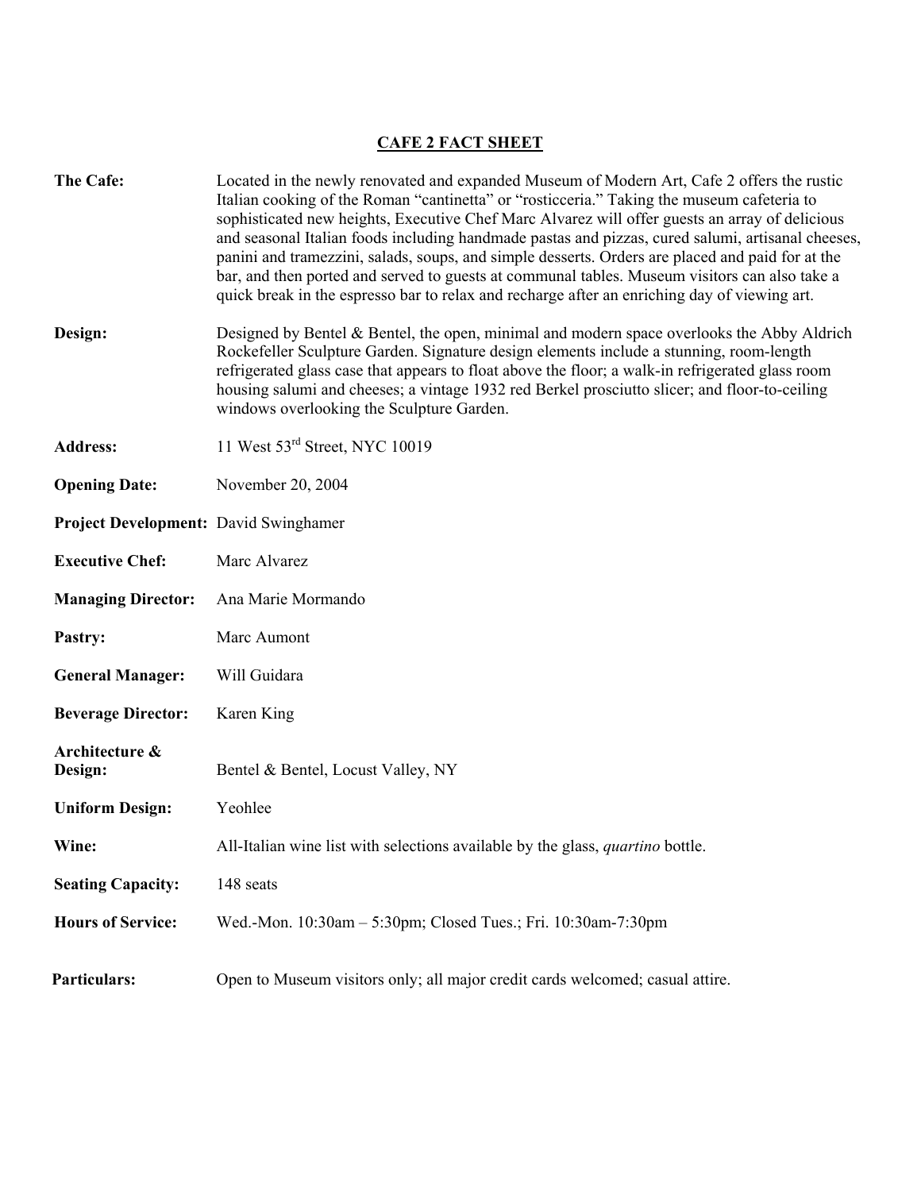## CAFE 2 FACT SHEET

**The Cafe:** Located in the newly renovated and expanded Museum of Modern Art, Cafe 2 offers the rustic Italian cooking of the Roman "cantinetta" or "rosticceria." Taking the museum cafeteria to sophisticated new heights, Executive Chef Marc Alvarez will offer guests an array of delicious and seasonal Italian foods including handmade pastas and pizzas, cured salumi, artisanal cheeses, panini and tramezzini, salads, soups, and simple desserts. Orders are placed and paid for at the bar, and then ported and served to guests at communal tables. Museum visitors can also take a quick break in the espresso bar to relax and recharge after an enriching day of viewing art.

**Design:** Designed by Bentel & Bentel, the open, minimal and modern space overlooks the Abby Aldrich Rockefeller Sculpture Garden. Signature design elements include a stunning, room-length refrigerated glass case that appears to float above the floor; a walk-in refrigerated glass room housing salumi and cheeses; a vintage 1932 red Berkel prosciutto slicer; and floor-to-ceiling windows overlooking the Sculpture Garden.

**Address:** 11 West 53rd Street, NYC 10019

**Opening Date:** November 20, 2004

**Project Development:** David Swinghamer

**Executive Chef:** Marc Alvarez

**Managing Director:** Ana Marie Mormando

**Pastry:** Marc Aumont

**General Manager:** Will Guidara

**Beverage Director:** Karen King

**Architecture & Design:** Bentel & Bentel, Locust Valley, NY

**Uniform Design:** Yeohlee

**Wine:** All-Italian wine list with selections available by the glass, *quartino* bottle.

**Seating Capacity:** 148 seats

**Hours of Service:** Wed.-Mon. 10:30am – 5:30pm; Closed Tues.; Fri. 10:30am-7:30pm

**Particulars:** Open to Museum visitors only; all major credit cards welcomed; casual attire.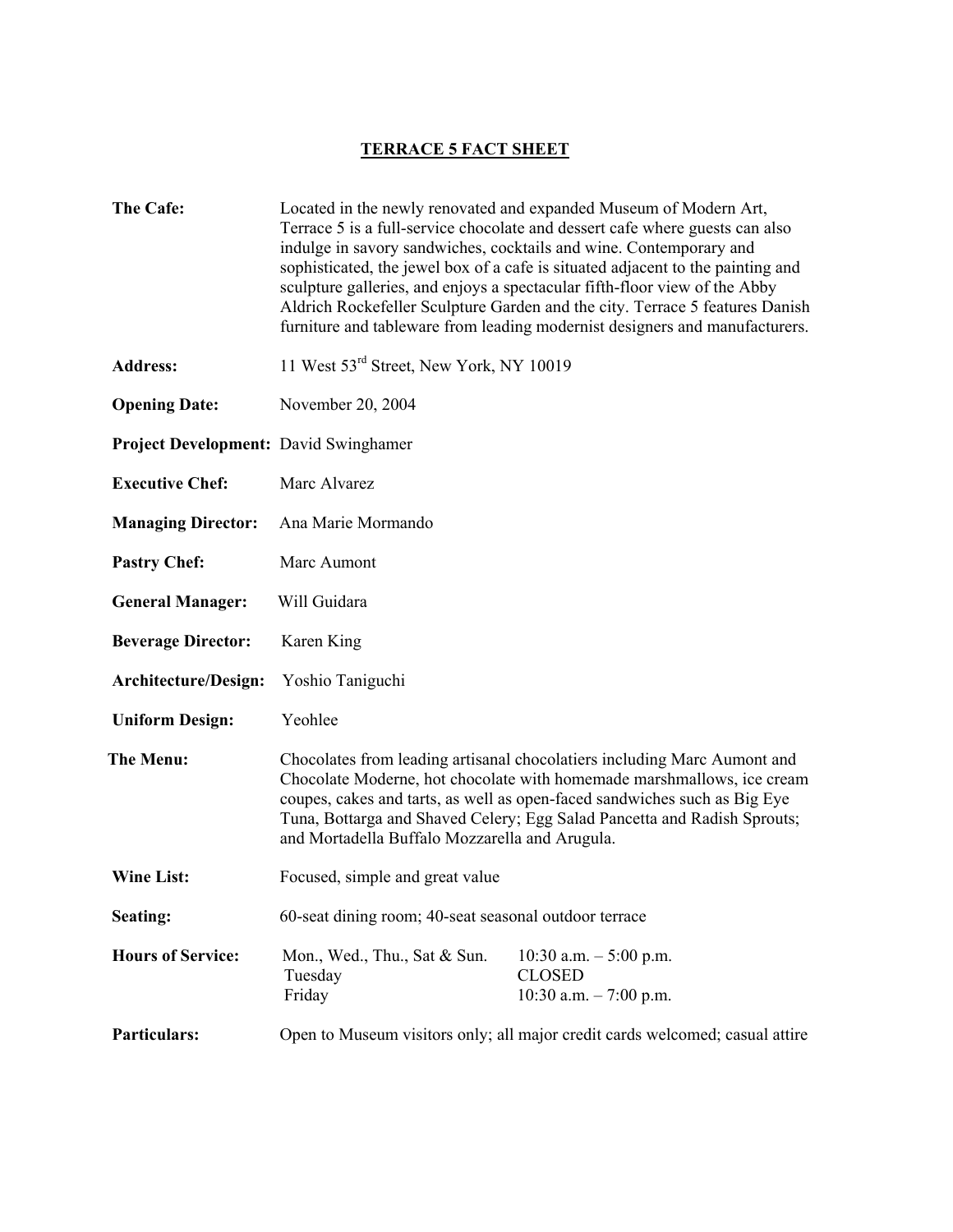# TERRACE 5 FACT SHEET

**The Cafe:** Located in the newly renovated and expanded Museum of Modern Art, Terrace 5 is a full-service chocolate and dessert cafe where guests can also indulge in savory sandwiches, cocktails and wine. Contemporary and sophisticated, the jewel box of a cafe is situated adjacent to the painting and sculpture galleries, and enjoys a spectacular fifth-floor view of the Abby Aldrich Rockefeller Sculpture Garden and the city. Terrace 5 features Danish furniture and tableware from leading modernist designers and manufacturers.

**Address:** 11 West 53rd Street, New York, NY 10019

**Opening Date:** November 20, 2004

**Project Development:** David Swinghamer

**Executive Chef:** Marc Alvarez

**Managing Director:** Ana Marie Mormando

**Pastry Chef:** Marc Aumont

**General Manager:** Will Guidara

**Beverage Director:** Karen King

**Architecture/Design:** Yoshio Taniguchi

**Uniform Design:** Yeohlee

**The Menu:** Chocolates from leading artisanal chocolatiers including Marc Aumont and Chocolate Moderne, hot chocolate with homemade marshmallows, ice cream coupes, cakes and tarts, as well as open-faced sandwiches such as Big Eye Tuna, Bottarga and Shaved Celery; Egg Salad Pancetta and Radish Sprouts; and Mortadella Buffalo Mozzarella and Arugula.

**Wine List:** Focused, simple and great value

**Seating:** 60-seat dining room; 40-seat seasonal outdoor terrace

**Hours of Service:**

| | |
|---|---|
| Mon., Wed., Thu., Sat & Sun. | 10:30 a.m. – 5:00 p.m. |
| Tuesday | CLOSED |
| Friday | 10:30 a.m. – 7:00 p.m. |

**Particulars:** Open to Museum visitors only; all major credit cards welcomed; casual attire